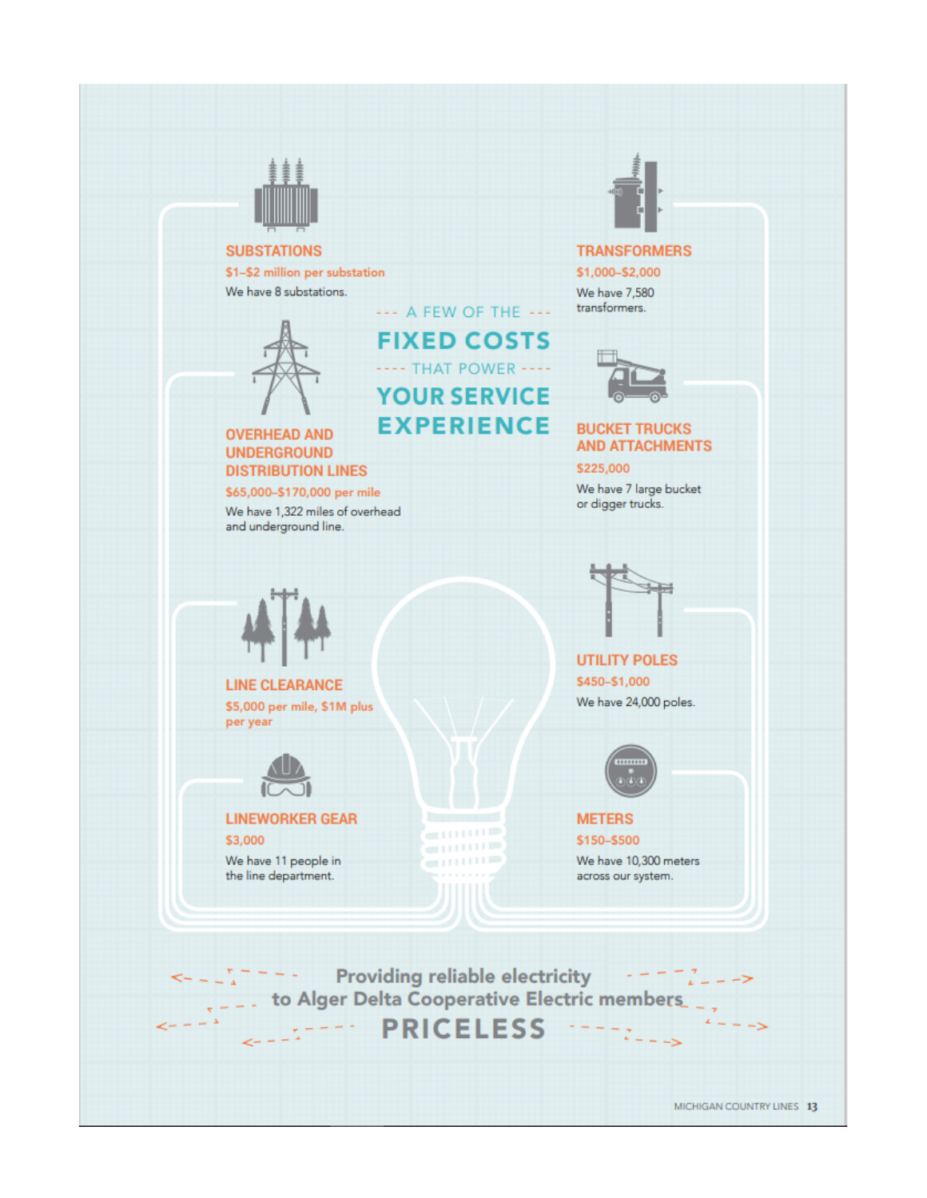# A FEW OF THE FIXED COSTS THAT POWER YOUR SERVICE EXPERIENCE

### SUBSTATIONS

**$1–$2 million per substation**

We have 8 substations.

### TRANSFORMERS

**$1,000–$2,000**

We have 7,580 transformers.

### OVERHEAD AND UNDERGROUND DISTRIBUTION LINES

**$65,000–$170,000 per mile**

We have 1,322 miles of overhead and underground line.

### BUCKET TRUCKS AND ATTACHMENTS

**$225,000**

We have 7 large bucket or digger trucks.

### LINE CLEARANCE

**$5,000 per mile, $1M plus per year**

### UTILITY POLES

**$450–$1,000**

We have 24,000 poles.

### LINEWORKER GEAR

**$3,000**

We have 11 people in the line department.

### METERS

**$150–$500**

We have 10,300 meters across our system.

Providing reliable electricity to Alger Delta Cooperative Electric members

**PRICELESS**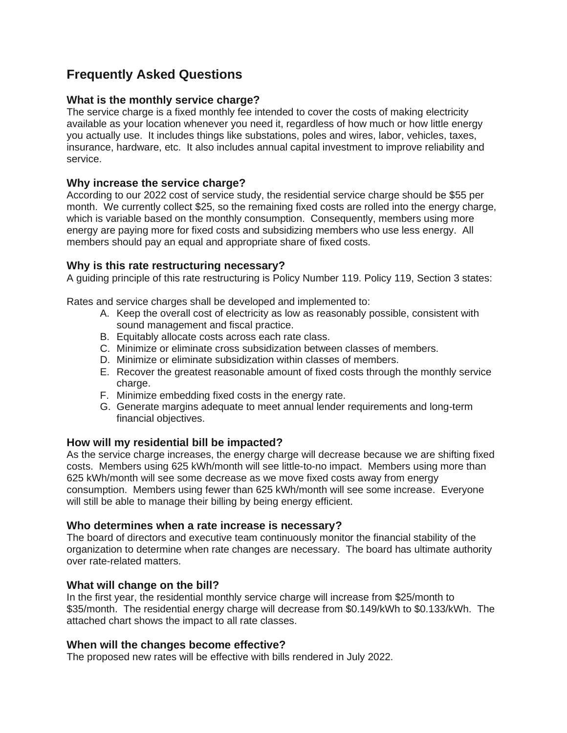# Frequently Asked Questions

### What is the monthly service charge?

The service charge is a fixed monthly fee intended to cover the costs of making electricity available as your location whenever you need it, regardless of how much or how little energy you actually use. It includes things like substations, poles and wires, labor, vehicles, taxes, insurance, hardware, etc. It also includes annual capital investment to improve reliability and service.

### Why increase the service charge?

According to our 2022 cost of service study, the residential service charge should be $55 per month. We currently collect $25, so the remaining fixed costs are rolled into the energy charge, which is variable based on the monthly consumption. Consequently, members using more energy are paying more for fixed costs and subsidizing members who use less energy. All members should pay an equal and appropriate share of fixed costs.

### Why is this rate restructuring necessary?

A guiding principle of this rate restructuring is Policy Number 119. Policy 119, Section 3 states:

Rates and service charges shall be developed and implemented to:

A. Keep the overall cost of electricity as low as reasonably possible, consistent with sound management and fiscal practice.
B. Equitably allocate costs across each rate class.
C. Minimize or eliminate cross subsidization between classes of members.
D. Minimize or eliminate subsidization within classes of members.
E. Recover the greatest reasonable amount of fixed costs through the monthly service charge.
F. Minimize embedding fixed costs in the energy rate.
G. Generate margins adequate to meet annual lender requirements and long-term financial objectives.

### How will my residential bill be impacted?

As the service charge increases, the energy charge will decrease because we are shifting fixed costs. Members using 625 kWh/month will see little-to-no impact. Members using more than 625 kWh/month will see some decrease as we move fixed costs away from energy consumption. Members using fewer than 625 kWh/month will see some increase. Everyone will still be able to manage their billing by being energy efficient.

### Who determines when a rate increase is necessary?

The board of directors and executive team continuously monitor the financial stability of the organization to determine when rate changes are necessary. The board has ultimate authority over rate-related matters.

### What will change on the bill?

In the first year, the residential monthly service charge will increase from $25/month to $35/month. The residential energy charge will decrease from $0.149/kWh to $0.133/kWh. The attached chart shows the impact to all rate classes.

### When will the changes become effective?

The proposed new rates will be effective with bills rendered in July 2022.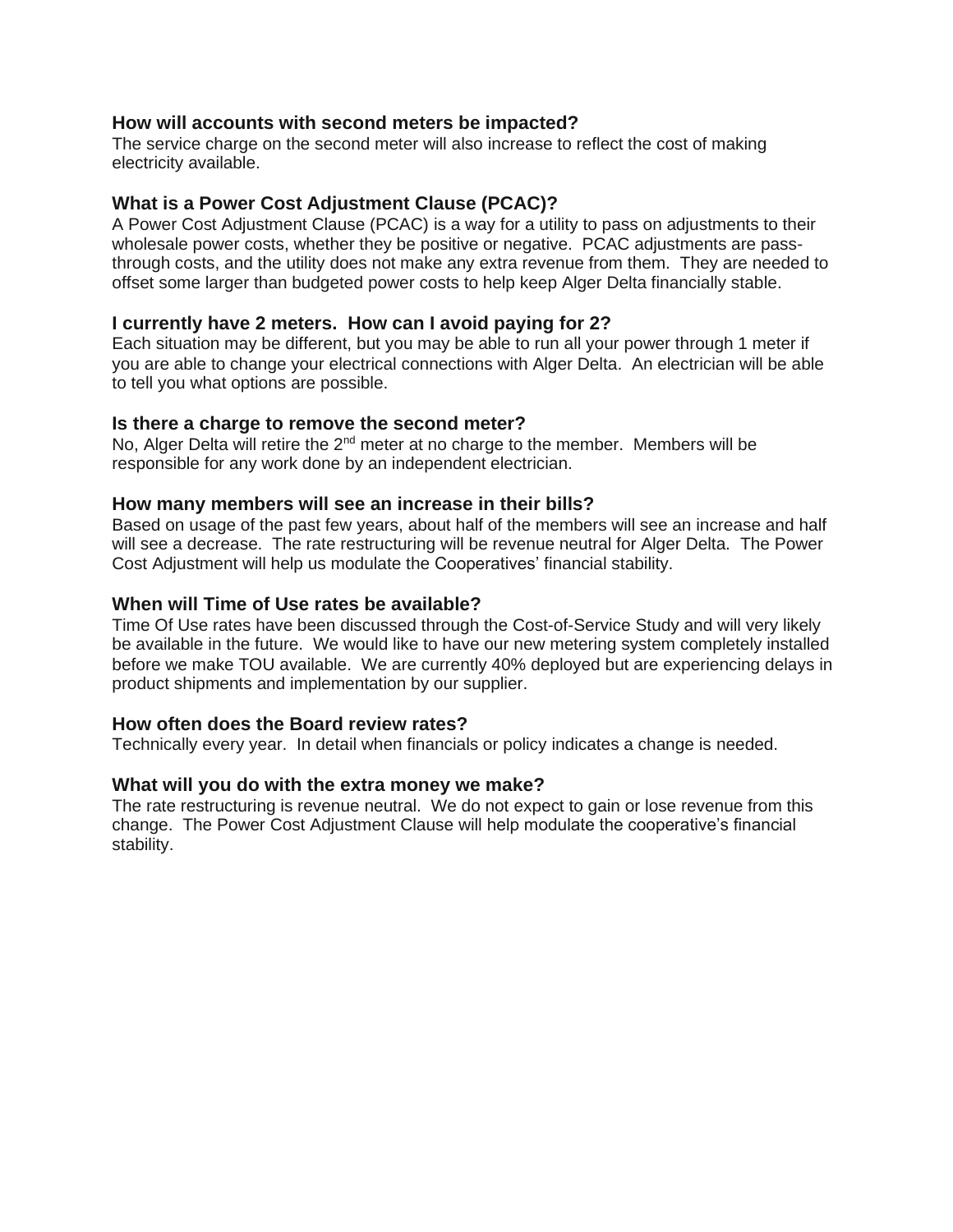### How will accounts with second meters be impacted?

The service charge on the second meter will also increase to reflect the cost of making electricity available.

### What is a Power Cost Adjustment Clause (PCAC)?

A Power Cost Adjustment Clause (PCAC) is a way for a utility to pass on adjustments to their wholesale power costs, whether they be positive or negative. PCAC adjustments are pass-through costs, and the utility does not make any extra revenue from them. They are needed to offset some larger than budgeted power costs to help keep Alger Delta financially stable.

### I currently have 2 meters. How can I avoid paying for 2?

Each situation may be different, but you may be able to run all your power through 1 meter if you are able to change your electrical connections with Alger Delta. An electrician will be able to tell you what options are possible.

### Is there a charge to remove the second meter?

No, Alger Delta will retire the 2nd meter at no charge to the member. Members will be responsible for any work done by an independent electrician.

### How many members will see an increase in their bills?

Based on usage of the past few years, about half of the members will see an increase and half will see a decrease. The rate restructuring will be revenue neutral for Alger Delta. The Power Cost Adjustment will help us modulate the Cooperatives' financial stability.

### When will Time of Use rates be available?

Time Of Use rates have been discussed through the Cost-of-Service Study and will very likely be available in the future. We would like to have our new metering system completely installed before we make TOU available. We are currently 40% deployed but are experiencing delays in product shipments and implementation by our supplier.

### How often does the Board review rates?

Technically every year. In detail when financials or policy indicates a change is needed.

### What will you do with the extra money we make?

The rate restructuring is revenue neutral. We do not expect to gain or lose revenue from this change. The Power Cost Adjustment Clause will help modulate the cooperative's financial stability.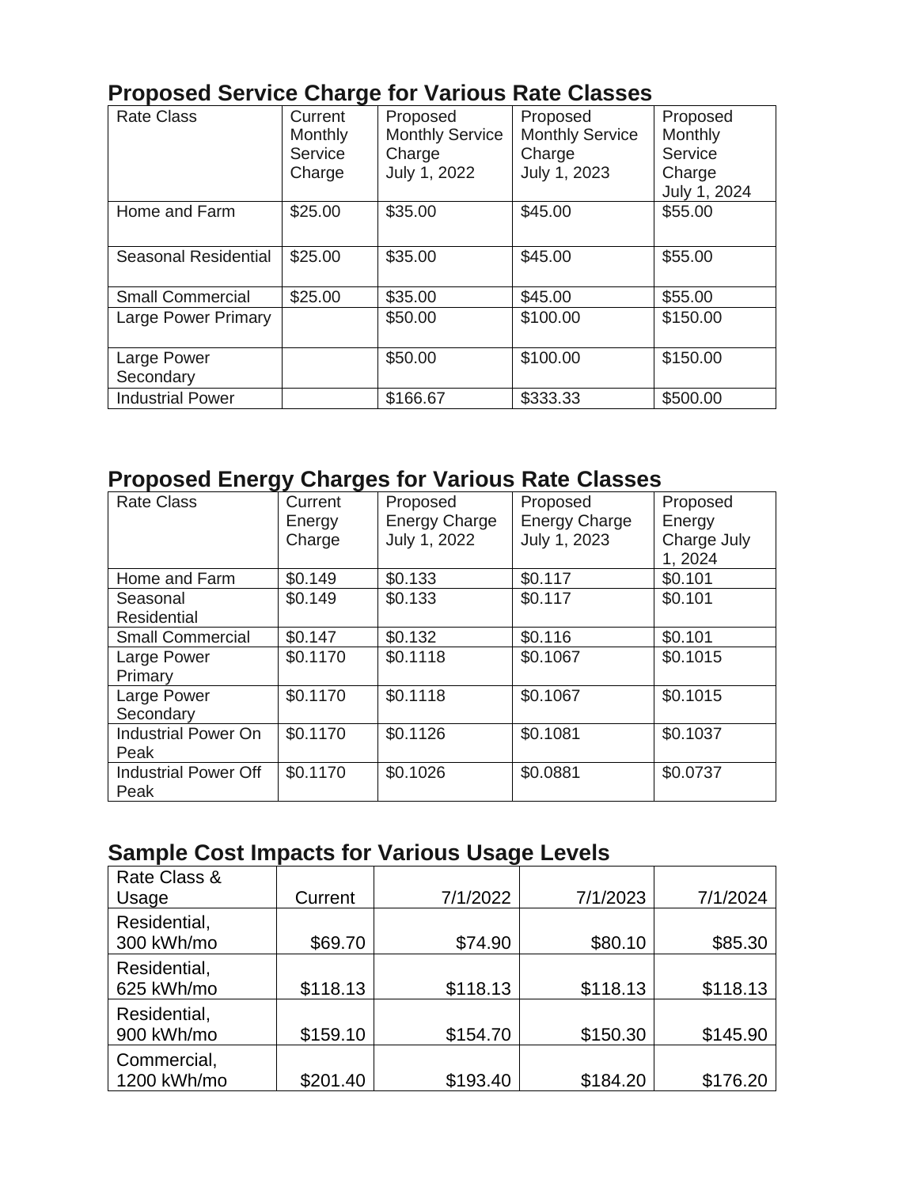## Proposed Service Charge for Various Rate Classes

| Rate Class | Current Monthly Service Charge | Proposed Monthly Service Charge July 1, 2022 | Proposed Monthly Service Charge July 1, 2023 | Proposed Monthly Service Charge July 1, 2024 |
|---|---|---|---|---|
| Home and Farm | $25.00 | $35.00 | $45.00 | $55.00 |
| Seasonal Residential | $25.00 | $35.00 | $45.00 | $55.00 |
| Small Commercial | $25.00 | $35.00 | $45.00 | $55.00 |
| Large Power Primary | | $50.00 | $100.00 | $150.00 |
| Large Power Secondary | | $50.00 | $100.00 | $150.00 |
| Industrial Power | | $166.67 | $333.33 | $500.00 |

## Proposed Energy Charges for Various Rate Classes

| Rate Class | Current Energy Charge | Proposed Energy Charge July 1, 2022 | Proposed Energy Charge July 1, 2023 | Proposed Energy Charge July 1, 2024 |
|---|---|---|---|---|
| Home and Farm | $0.149 | $0.133 | $0.117 | $0.101 |
| Seasonal Residential | $0.149 | $0.133 | $0.117 | $0.101 |
| Small Commercial | $0.147 | $0.132 | $0.116 | $0.101 |
| Large Power Primary | $0.1170 | $0.1118 | $0.1067 | $0.1015 |
| Large Power Secondary | $0.1170 | $0.1118 | $0.1067 | $0.1015 |
| Industrial Power On Peak | $0.1170 | $0.1126 | $0.1081 | $0.1037 |
| Industrial Power Off Peak | $0.1170 | $0.1026 | $0.0881 | $0.0737 |

## Sample Cost Impacts for Various Usage Levels

| Rate Class & Usage | Current | 7/1/2022 | 7/1/2023 | 7/1/2024 |
|---|---|---|---|---|
| Residential, 300 kWh/mo | $69.70 | $74.90 | $80.10 | $85.30 |
| Residential, 625 kWh/mo | $118.13 | $118.13 | $118.13 | $118.13 |
| Residential, 900 kWh/mo | $159.10 | $154.70 | $150.30 | $145.90 |
| Commercial, 1200 kWh/mo | $201.40 | $193.40 | $184.20 | $176.20 |